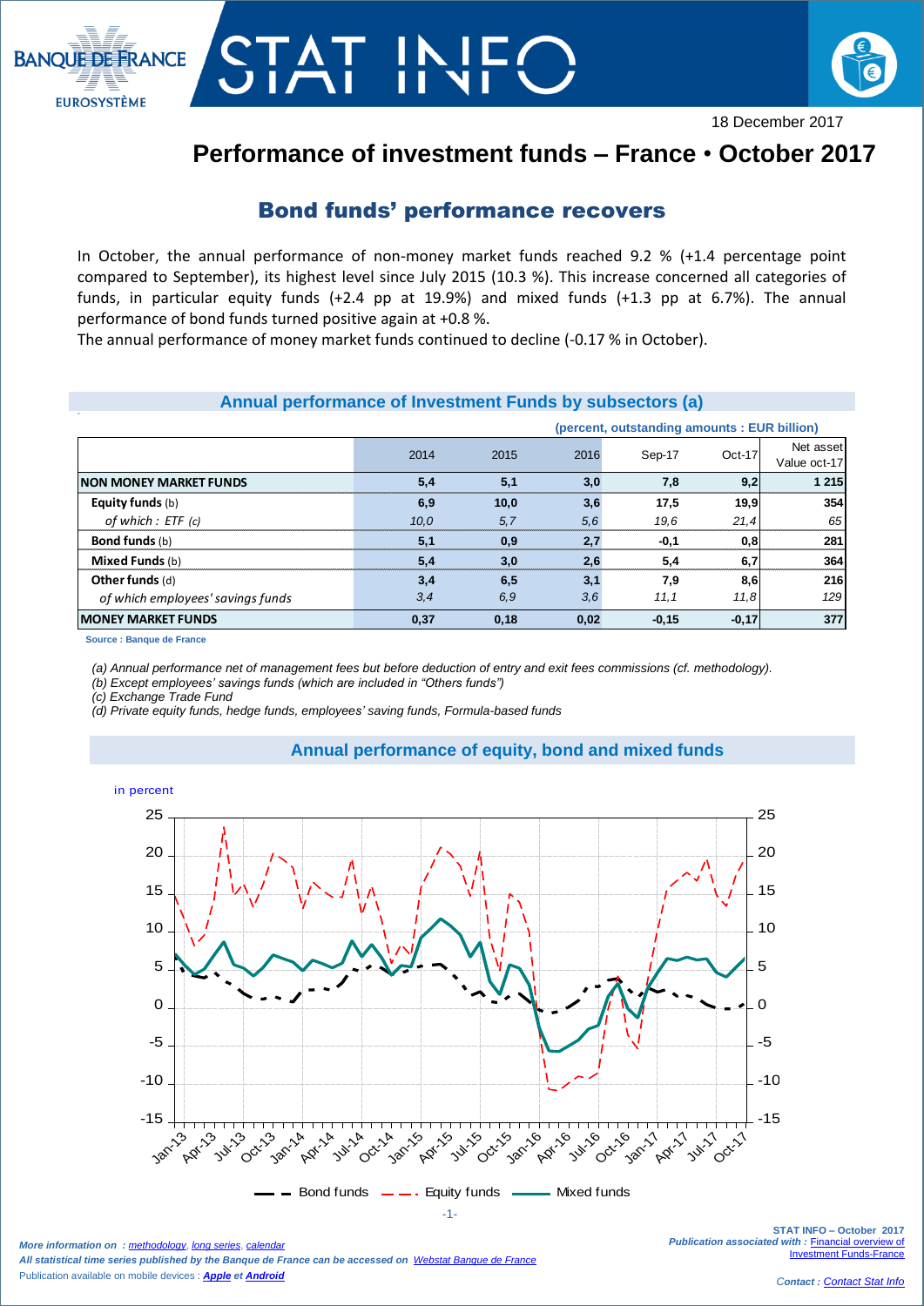18 December 2017

# Performance of investment funds – France • October 2017

## Bond funds' performance recovers

In October, the annual performance of non-money market funds reached 9.2 % (+1.4 percentage point compared to September), its highest level since July 2015 (10.3 %). This increase concerned all categories of funds, in particular equity funds (+2.4 pp at 19.9%) and mixed funds (+1.3 pp at 6.7%). The annual performance of bond funds turned positive again at +0.8 %.

The annual performance of money market funds continued to decline (-0.17 % in October).

### Annual performance of Investment Funds by subsectors (a)

(percent, outstanding amounts : EUR billion)

| | 2014 | 2015 | 2016 | Sep-17 | Oct-17 | Net asset Value oct-17 |
|---|---|---|---|---|---|---|
| **NON MONEY MARKET FUNDS** | **5,4** | **5,1** | **3,0** | **7,8** | **9,2** | **1 215** |
| **Equity funds** (b) | **6,9** | **10,0** | **3,6** | **17,5** | **19,9** | **354** |
| *of which : ETF (c)* | *10,0* | *5,7* | *5,6* | *19,6* | *21,4* | *65* |
| **Bond funds** (b) | **5,1** | **0,9** | **2,7** | **-0,1** | **0,8** | **281** |
| **Mixed Funds** (b) | **5,4** | **3,0** | **2,6** | **5,4** | **6,7** | **364** |
| **Other funds** (d) | **3,4** | **6,5** | **3,1** | **7,9** | **8,6** | **216** |
| *of which employees' savings funds* | *3,4* | *6,9* | *3,6* | *11,1* | *11,8* | *129* |
| **MONEY MARKET FUNDS** | **0,37** | **0,18** | **0,02** | **-0,15** | **-0,17** | **377** |

Source : Banque de France

*(a) Annual performance net of management fees but before deduction of entry and exit fees commissions (cf. methodology).*
*(b) Except employees' savings funds (which are included in "Others funds")*
*(c) Exchange Trade Fund*
*(d) Private equity funds, hedge funds, employees' saving funds, Formula-based funds*

### Annual performance of equity, bond and mixed funds

in percent

Bond funds — Equity funds — Mixed funds

*More information on : methodology, long series, calendar*
*All statistical time series published by the Banque de France can be accessed on Webstat Banque de France*
Publication available on mobile devices : ***Apple*** *et* ***Android***

**STAT INFO – October 2017**
*Publication associated with :* Financial overview of Investment Funds-France

*Contact : Contact Stat Info*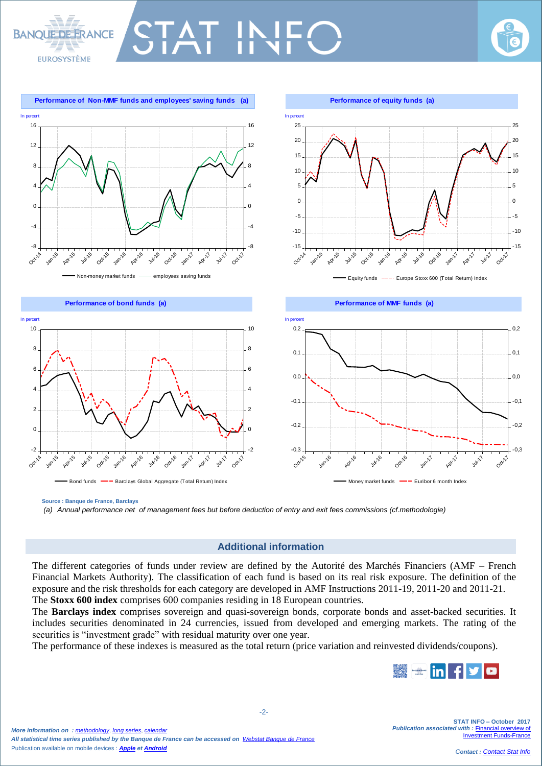### Performance of Non-MMF funds and employees' saving funds (a)

In percent

16, 12, 8, 4, 0, -4, -8

Oct-14, Jan-15, Apr-15, Jul-15, Oct-15, Jan-16, Apr-16, Jul-16, Oct-16, Jan-17, Apr-17, Jul-17, Oct-17

Non-money market funds — employees saving funds

### Performance of equity funds (a)

In percent

25, 20, 15, 10, 5, 0, -5, -10, -15

Oct-14, Jan-15, Apr-15, Jul-15, Oct-15, Jan-16, Apr-16, Jul-16, Oct-16, Jan-17, Apr-17, Jul-17, Oct-17

Equity funds — Europe Stoxx 600 (Total Return) Index

### Performance of bond funds (a)

In percent

10, 8, 6, 4, 2, 0, -2

Oct-14, Jan-15, Apr-15, Jul-15, Oct-15, Jan-16, Apr-16, Jul-16, Oct-16, Jan-17, Apr-17, Jul-17, Oct-17

Bond funds — Barclays Global Aggregate (Total Return) Index

### Performance of MMF funds (a)

In percent

0,2, 0,1, 0,0, -0,1, -0,2, -0,3

Oct-15, Jan-16, Apr-16, Jul-16, Oct-16, Jan-17, Apr-17, Jul-17, Oct-17

Money market funds — Euribor 6 month Index

**Source : Banque de France, Barclays**

*(a) Annual performance net of management fees but before deduction of entry and exit fees commissions (cf.methodologie)*

## Additional information

The different categories of funds under review are defined by the Autorité des Marchés Financiers (AMF – French Financial Markets Authority). The classification of each fund is based on its real risk exposure. The definition of the exposure and the risk thresholds for each category are developed in AMF Instructions 2011-19, 2011-20 and 2011-21.

The **Stoxx 600 index** comprises 600 companies residing in 18 European countries.

The **Barclays index** comprises sovereign and quasi-sovereign bonds, corporate bonds and asset-backed securities. It includes securities denominated in 24 currencies, issued from developed and emerging markets. The rating of the securities is "investment grade" with residual maturity over one year.

The performance of these indexes is measured as the total return (price variation and reinvested dividends/coupons).

*More information on : methodology, long series, calendar*

*All statistical time series published by the Banque de France can be accessed on Webstat Banque de France*

Publication available on mobile devices : ***Apple et Android***

**STAT INFO – October 2017**

***Publication associated with :*** Financial overview of Investment Funds-France

*Contact :* Contact Stat Info